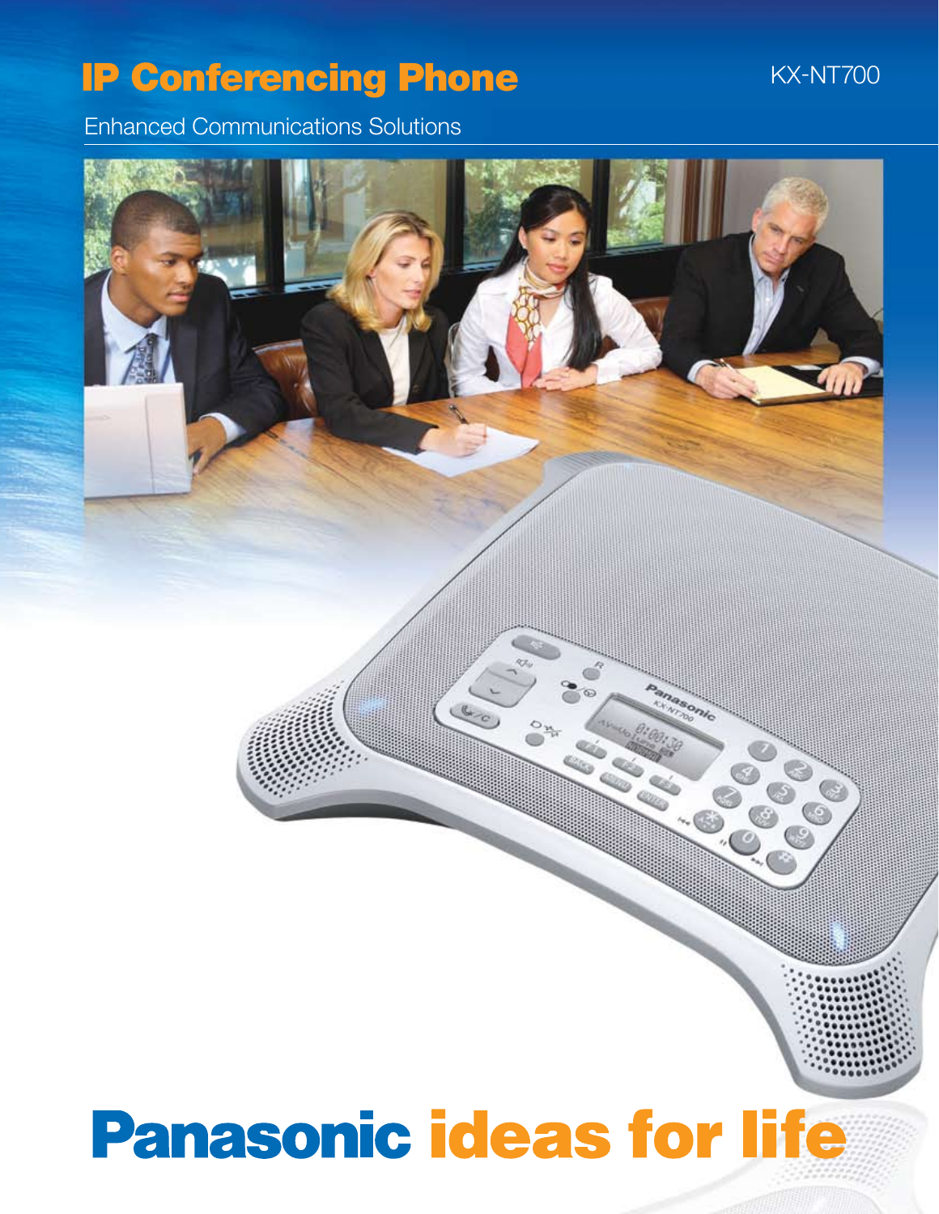# IP Conferencing Phone

KX-NT700

Enhanced Communications Solutions

**Panasonic ideas for life**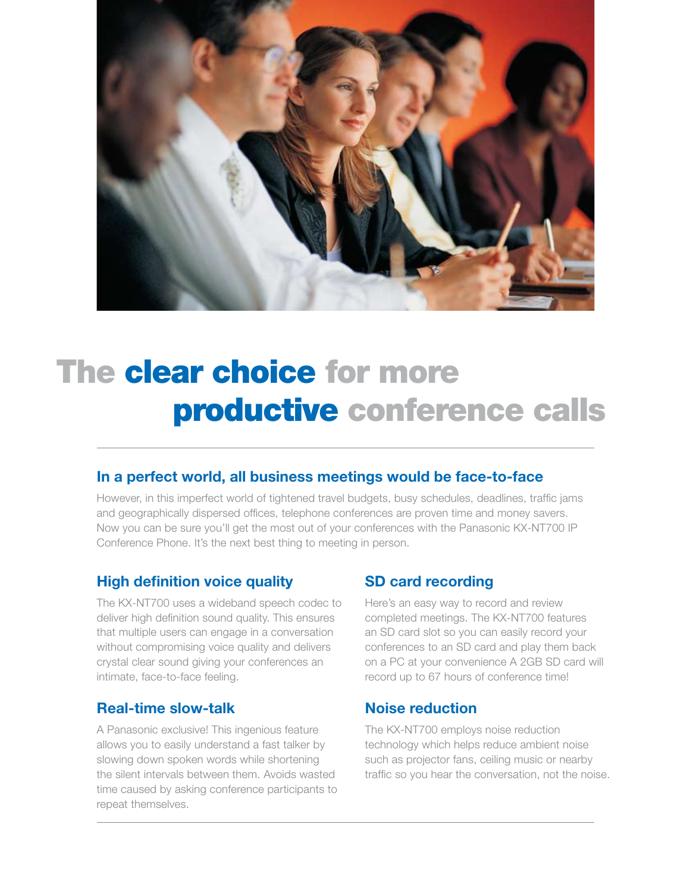# The clear choice for more productive conference calls

## In a perfect world, all business meetings would be face-to-face

However, in this imperfect world of tightened travel budgets, busy schedules, deadlines, traffic jams and geographically dispersed offices, telephone conferences are proven time and money savers. Now you can be sure you'll get the most out of your conferences with the Panasonic KX-NT700 IP Conference Phone. It's the next best thing to meeting in person.

### High definition voice quality

The KX-NT700 uses a wideband speech codec to deliver high definition sound quality. This ensures that multiple users can engage in a conversation without compromising voice quality and delivers crystal clear sound giving your conferences an intimate, face-to-face feeling.

### Real-time slow-talk

A Panasonic exclusive! This ingenious feature allows you to easily understand a fast talker by slowing down spoken words while shortening the silent intervals between them. Avoids wasted time caused by asking conference participants to repeat themselves.

### SD card recording

Here's an easy way to record and review completed meetings. The KX-NT700 features an SD card slot so you can easily record your conferences to an SD card and play them back on a PC at your convenience A 2GB SD card will record up to 67 hours of conference time!

### Noise reduction

The KX-NT700 employs noise reduction technology which helps reduce ambient noise such as projector fans, ceiling music or nearby traffic so you hear the conversation, not the noise.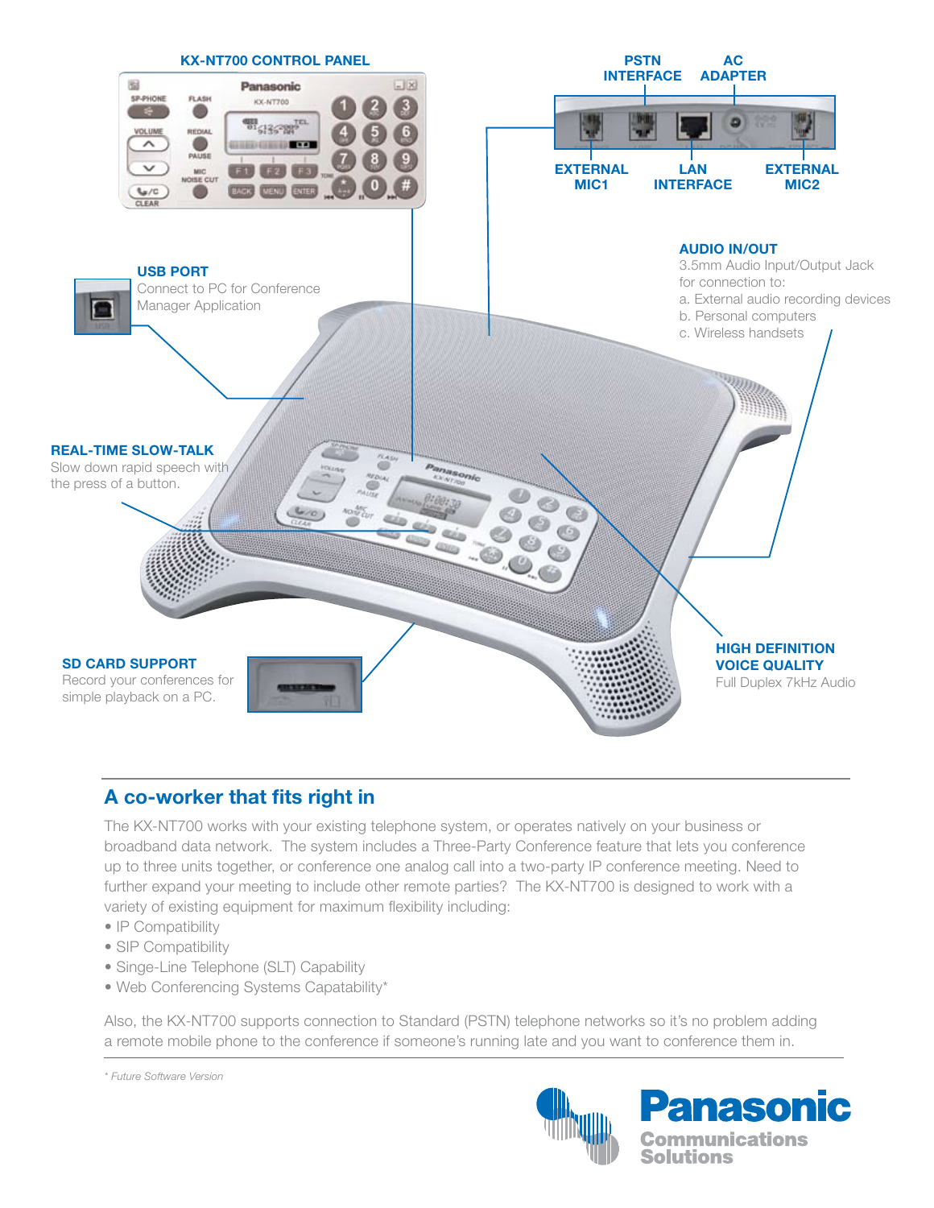**KX-NT700 CONTROL PANEL**

**PSTN INTERFACE**

**AC ADAPTER**

**EXTERNAL MIC1**

**LAN INTERFACE**

**EXTERNAL MIC2**

**USB PORT**
Connect to PC for Conference Manager Application

**AUDIO IN/OUT**
3.5mm Audio Input/Output Jack for connection to:
a. External audio recording devices
b. Personal computers
c. Wireless handsets

**REAL-TIME SLOW-TALK**
Slow down rapid speech with the press of a button.

**SD CARD SUPPORT**
Record your conferences for simple playback on a PC.

**HIGH DEFINITION VOICE QUALITY**
Full Duplex 7kHz Audio

## A co-worker that fits right in

The KX-NT700 works with your existing telephone system, or operates natively on your business or broadband data network. The system includes a Three-Party Conference feature that lets you conference up to three units together, or conference one analog call into a two-party IP conference meeting. Need to further expand your meeting to include other remote parties? The KX-NT700 is designed to work with a variety of existing equipment for maximum flexibility including:

- IP Compatibility
- SIP Compatibility
- Singe-Line Telephone (SLT) Capability
- Web Conferencing Systems Capatability*

Also, the KX-NT700 supports connection to Standard (PSTN) telephone networks so it's no problem adding a remote mobile phone to the conference if someone's running late and you want to conference them in.

*\* Future Software Version*

Panasonic Communications Solutions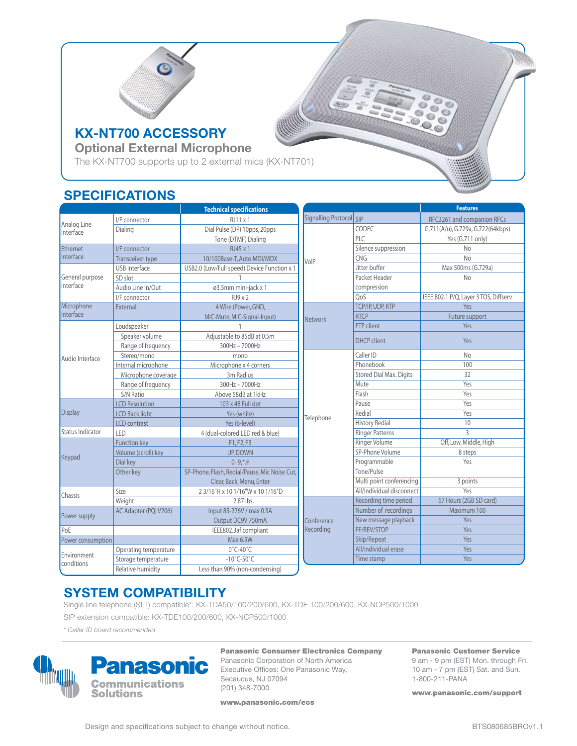## KX-NT700 ACCESSORY

### Optional External Microphone

The KX-NT700 supports up to 2 external mics (KX-NT701)

## SPECIFICATIONS

| | | Technical specifications |
|---|---|---|
| Analog Line Interface | I/F connector | RJ11 x 1 |
| | Dialing | Dial Pulse (DP) 10pps, 20pps Tone (DTMF) Dialing |
| Ethernet Interface | I/F connector | RJ45 x 1 |
| | Transceiver type | 10/100Base-T, Auto MDI/MDX |
| General purpose Interface | USB Interface | USB2.0 (Low/Full speed) Device Function x 1 |
| | SD slot | 1 |
| | Audio Line In/Out | ø3.5mm mini-jack x 1 |
| Microphone Interface | I/F connector | RJ9 x 2 |
| | External | 4 Wire (Power, GND, MIC-Mute, MIC-Signal-Input) |
| Audio Interface | Loudspeaker | 1 |
| | Speaker volume | Adjustable to 85dB at 0.5m |
| | Range of frequency | 300Hz – 7000Hz |
| | Stereo/mono | mono |
| | Internal microphone | Microphone x 4 corners |
| | Microphone coverage | 3m Radius |
| | Range of frequency | 300Hz – 7000Hz |
| | S/N Ratio | Above 58dB at 1kHz |
| Display | LCD Resolution | 103 x 48 Full dot |
| | LCD Back light | Yes (white) |
| | LCD contrast | Yes (6-level) |
| Status Indicator | LED | 4 (dual-colored LED red & blue) |
| Keypad | Function key | F1, F2, F3 |
| | Volume (scroll) key | UP, DOWN |
| | Dial key | 0- 9,*,# |
| | Other key | SP-Phone, Flash, Redial/Pause, Mic Noise Cut, Clear, Back, Menu, Enter |
| Chassis | Size | 2 3/16"H x 10 1/16"W x 10 1/16"D |
| | Weight | 2.87 lbs. |
| Power supply | AC Adapter (PQLV206) | Input 85-276V / max 0.3A Output DC9V 750mA |
| PoE | | IEEE802.3af compliant |
| Power consumption | | Max 6.5W |
| Environment conditions | Operating temperature | 0˚C-40˚C |
| | Storage temperature | -10˚C-50˚C |
| | Relative humidity | Less than 90% (non-condensing) |

| | | Features |
|---|---|---|
| Signalling Protocol | SIP | RFC3261 and companion RFCs |
| VoIP | CODEC | G.711(A/u), G.729a, G.722(64kbps) |
| | PLC | Yes (G.711 only) |
| | Silence suppression | No |
| | CNG | No |
| | Jitter buffer | Max 500ms (G.729a) |
| | Packet Header compression | No |
| | QoS | IEEE 802.1 P/Q, Layer 3 TOS, Diffserv |
| Network | TCP/IP, UDP, RTP | Yes |
| | RTCP | Future support |
| | FTP client | Yes |
| | DHCP client | Yes |
| Telephone | Caller ID | No |
| | Phonebook | 100 |
| | Stored Dial Max. Digits | 32 |
| | Mute | Yes |
| | Flash | Yes |
| | Pause | Yes |
| | Redial | Yes |
| | History Redial | 10 |
| | Ringer Patterns | 3 |
| | Ringer Volume | Off, Low, Middle, High |
| | SP-Phone Volume | 8 steps |
| | Programmable Tone/Pulse | Yes |
| | Multi point conferencing | 3 points |
| | All/individual disconnect | Yes |
| Conference Recording | Recording time period | 67 Hours (2GB SD card) |
| | Number of recordings | Maximum 100 |
| | New message playback | Yes |
| | FF/REV/STOP | Yes |
| | Skip/Repeat | Yes |
| | All/individual erase | Yes |
| | Time stamp | Yes |

## SYSTEM COMPATIBILITY

Single line telephone (SLT) compatible*: KX-TDA50/100/200/600, KX-TDE 100/200/600, KX-NCP500/1000

SIP extension compatible: KX-TDE100/200/600, KX-NCP500/1000

*\* Caller ID board recommended*

**Panasonic**
Communications Solutions

**Panasonic Consumer Electronics Company**
Panasonic Corporation of North America
Executive Offices: One Panasonic Way,
Secaucus, NJ 07094
(201) 348-7000

**www.panasonic.com/ecs**

**Panasonic Customer Service**
9 am - 9 pm (EST) Mon. through Fri.
10 am - 7 pm (EST) Sat. and Sun.
1-800-211-PANA

**www.panasonic.com/support**

Design and specifications subject to change without notice.

BTS080685BROv1.1